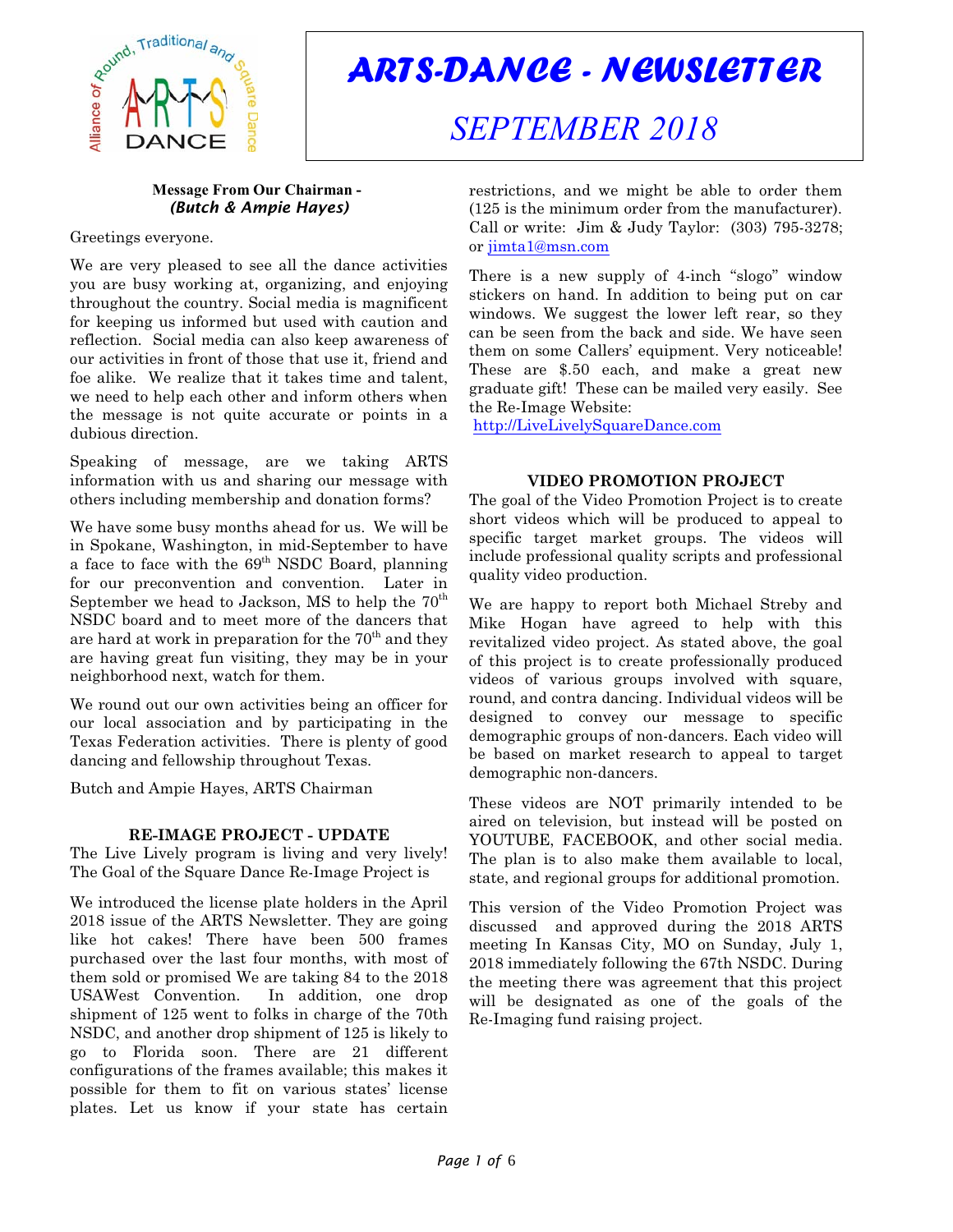# ARTS-DANCE - NEWSLETTER

## SEPTEMBER 2018

### Message From Our Chairman - *(Butch & Ampie Hayes)*

Greetings everyone.

We are very pleased to see all the dance activities you are busy working at, organizing, and enjoying throughout the country. Social media is magnificent for keeping us informed but used with caution and reflection. Social media can also keep awareness of our activities in front of those that use it, friend and foe alike. We realize that it takes time and talent, we need to help each other and inform others when the message is not quite accurate or points in a dubious direction.

Speaking of message, are we taking ARTS information with us and sharing our message with others including membership and donation forms?

We have some busy months ahead for us. We will be in Spokane, Washington, in mid-September to have a face to face with the 69th NSDC Board, planning for our preconvention and convention. Later in September we head to Jackson, MS to help the 70th NSDC board and to meet more of the dancers that are hard at work in preparation for the 70th and they are having great fun visiting, they may be in your neighborhood next, watch for them.

We round out our own activities being an officer for our local association and by participating in the Texas Federation activities. There is plenty of good dancing and fellowship throughout Texas.

Butch and Ampie Hayes, ARTS Chairman

### RE-IMAGE PROJECT - UPDATE

The Live Lively program is living and very lively! The Goal of the Square Dance Re-Image Project is

We introduced the license plate holders in the April 2018 issue of the ARTS Newsletter. They are going like hot cakes! There have been 500 frames purchased over the last four months, with most of them sold or promised We are taking 84 to the 2018 USAWest Convention. In addition, one drop shipment of 125 went to folks in charge of the 70th NSDC, and another drop shipment of 125 is likely to go to Florida soon. There are 21 different configurations of the frames available; this makes it possible for them to fit on various states' license plates. Let us know if your state has certain restrictions, and we might be able to order them (125 is the minimum order from the manufacturer). Call or write: Jim & Judy Taylor: (303) 795-3278; or jimta1@msn.com

There is a new supply of 4-inch "slogo" window stickers on hand. In addition to being put on car windows. We suggest the lower left rear, so they can be seen from the back and side. We have seen them on some Callers' equipment. Very noticeable! These are $.50 each, and make a great new graduate gift! These can be mailed very easily. See the Re-Image Website:
http://LiveLivelySquareDance.com

### VIDEO PROMOTION PROJECT

The goal of the Video Promotion Project is to create short videos which will be produced to appeal to specific target market groups. The videos will include professional quality scripts and professional quality video production.

We are happy to report both Michael Streby and Mike Hogan have agreed to help with this revitalized video project. As stated above, the goal of this project is to create professionally produced videos of various groups involved with square, round, and contra dancing. Individual videos will be designed to convey our message to specific demographic groups of non-dancers. Each video will be based on market research to appeal to target demographic non-dancers.

These videos are NOT primarily intended to be aired on television, but instead will be posted on YOUTUBE, FACEBOOK, and other social media. The plan is to also make them available to local, state, and regional groups for additional promotion.

This version of the Video Promotion Project was discussed and approved during the 2018 ARTS meeting In Kansas City, MO on Sunday, July 1, 2018 immediately following the 67th NSDC. During the meeting there was agreement that this project will be designated as one of the goals of the Re-Imaging fund raising project.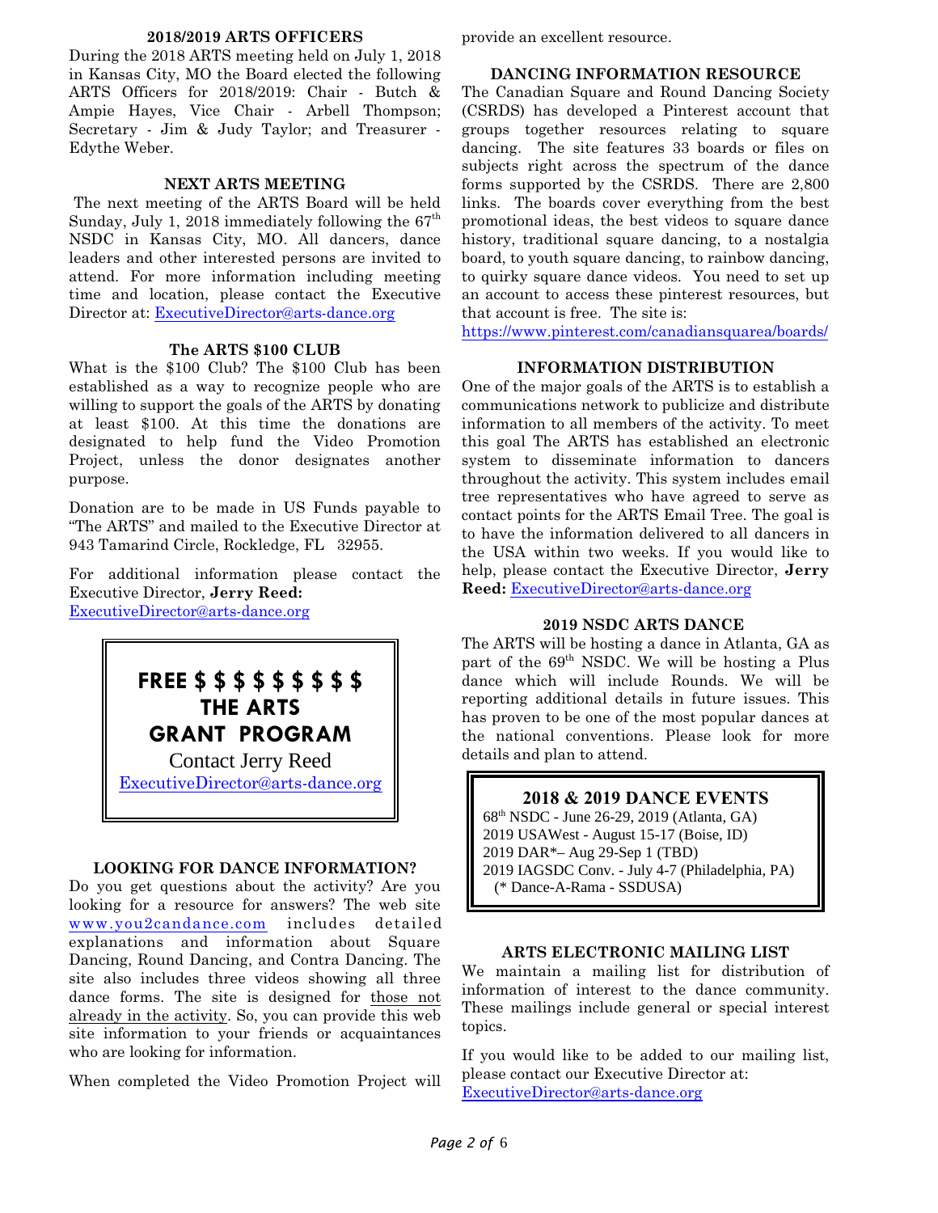## 2018/2019 ARTS OFFICERS

During the 2018 ARTS meeting held on July 1, 2018 in Kansas City, MO the Board elected the following ARTS Officers for 2018/2019: Chair - Butch & Ampie Hayes, Vice Chair - Arbell Thompson; Secretary - Jim & Judy Taylor; and Treasurer - Edythe Weber.

## NEXT ARTS MEETING

The next meeting of the ARTS Board will be held Sunday, July 1, 2018 immediately following the 67th NSDC in Kansas City, MO. All dancers, dance leaders and other interested persons are invited to attend. For more information including meeting time and location, please contact the Executive Director at: ExecutiveDirector@arts-dance.org

## The ARTS $100 CLUB

What is the $100 Club? The $100 Club has been established as a way to recognize people who are willing to support the goals of the ARTS by donating at least $100. At this time the donations are designated to help fund the Video Promotion Project, unless the donor designates another purpose.

Donation are to be made in US Funds payable to "The ARTS" and mailed to the Executive Director at 943 Tamarind Circle, Rockledge, FL 32955.

For additional information please contact the Executive Director, **Jerry Reed:** ExecutiveDirector@arts-dance.org

> **FREE $ $ $ $ $ $ $ $ $**
> **THE ARTS**
> **GRANT PROGRAM**
> Contact Jerry Reed
> ExecutiveDirector@arts-dance.org

## LOOKING FOR DANCE INFORMATION?

Do you get questions about the activity? Are you looking for a resource for answers? The web site www.you2candance.com includes detailed explanations and information about Square Dancing, Round Dancing, and Contra Dancing. The site also includes three videos showing all three dance forms. The site is designed for those not already in the activity. So, you can provide this web site information to your friends or acquaintances who are looking for information.

When completed the Video Promotion Project will provide an excellent resource.

## DANCING INFORMATION RESOURCE

The Canadian Square and Round Dancing Society (CSRDS) has developed a Pinterest account that groups together resources relating to square dancing. The site features 33 boards or files on subjects right across the spectrum of the dance forms supported by the CSRDS. There are 2,800 links. The boards cover everything from the best promotional ideas, the best videos to square dance history, traditional square dancing, to a nostalgia board, to youth square dancing, to rainbow dancing, to quirky square dance videos. You need to set up an account to access these pinterest resources, but that account is free. The site is:
https://www.pinterest.com/canadiansquarea/boards/

## INFORMATION DISTRIBUTION

One of the major goals of the ARTS is to establish a communications network to publicize and distribute information to all members of the activity. To meet this goal The ARTS has established an electronic system to disseminate information to dancers throughout the activity. This system includes email tree representatives who have agreed to serve as contact points for the ARTS Email Tree. The goal is to have the information delivered to all dancers in the USA within two weeks. If you would like to help, please contact the Executive Director, **Jerry Reed:** ExecutiveDirector@arts-dance.org

## 2019 NSDC ARTS DANCE

The ARTS will be hosting a dance in Atlanta, GA as part of the 69th NSDC. We will be hosting a Plus dance which will include Rounds. We will be reporting additional details in future issues. This has proven to be one of the most popular dances at the national conventions. Please look for more details and plan to attend.

> **2018 & 2019 DANCE EVENTS**
> 68th NSDC - June 26-29, 2019 (Atlanta, GA)
> 2019 USAWest - August 15-17 (Boise, ID)
> 2019 DAR*– Aug 29-Sep 1 (TBD)
> 2019 IAGSDC Conv. - July 4-7 (Philadelphia, PA)
> (* Dance-A-Rama - SSDUSA)

## ARTS ELECTRONIC MAILING LIST

We maintain a mailing list for distribution of information of interest to the dance community. These mailings include general or special interest topics.

If you would like to be added to our mailing list, please contact our Executive Director at:
ExecutiveDirector@arts-dance.org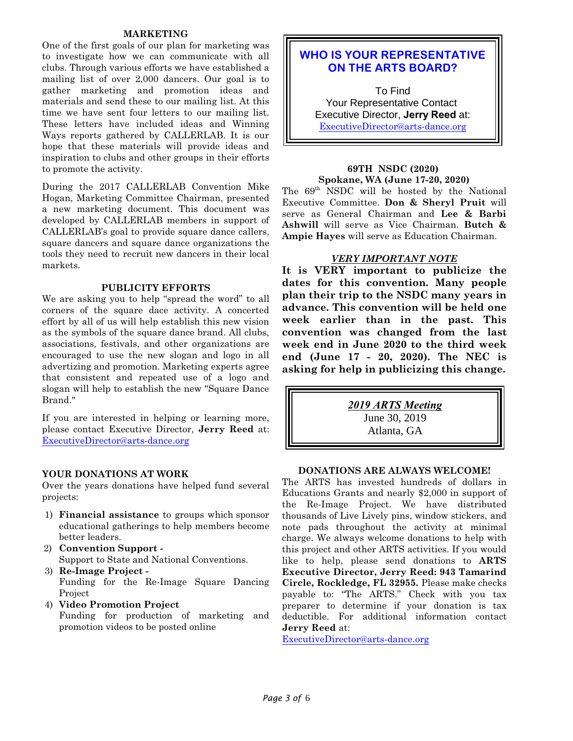## MARKETING

One of the first goals of our plan for marketing was to investigate how we can communicate with all clubs. Through various efforts we have established a mailing list of over 2,000 dancers. Our goal is to gather marketing and promotion ideas and materials and send these to our mailing list. At this time we have sent four letters to our mailing list. These letters have included ideas and Winning Ways reports gathered by CALLERLAB. It is our hope that these materials will provide ideas and inspiration to clubs and other groups in their efforts to promote the activity.

During the 2017 CALLERLAB Convention Mike Hogan, Marketing Committee Chairman, presented a new marketing document. This document was developed by CALLERLAB members in support of CALLERLAB's goal to provide square dance callers, square dancers and square dance organizations the tools they need to recruit new dancers in their local markets.

## PUBLICITY EFFORTS

We are asking you to help "spread the word" to all corners of the square dace activity. A concerted effort by all of us will help establish this new vision as the symbols of the square dance brand. All clubs, associations, festivals, and other organizations are encouraged to use the new slogan and logo in all advertizing and promotion. Marketing experts agree that consistent and repeated use of a logo and slogan will help to establish the new "Square Dance Brand."

If you are interested in helping or learning more, please contact Executive Director, **Jerry Reed** at: ExecutiveDirector@arts-dance.org

## YOUR DONATIONS AT WORK

Over the years donations have helped fund several projects:

1) **Financial assistance** to groups which sponsor educational gatherings to help members become better leaders.
2) **Convention Support -**
   Support to State and National Conventions.
3) **Re-Image Project -**
   Funding for the Re-Image Square Dancing Project
4) **Video Promotion Project**
   Funding for production of marketing and promotion videos to be posted online

## WHO IS YOUR REPRESENTATIVE ON THE ARTS BOARD?

To Find
Your Representative Contact
Executive Director, **Jerry Reed** at:
ExecutiveDirector@arts-dance.org

## 69TH NSDC (2020)
## Spokane, WA (June 17-20, 2020)

The 69th NSDC will be hosted by the National Executive Committee. **Don & Sheryl Pruit** will serve as General Chairman and **Lee & Barbi Ashwill** will serve as Vice Chairman. **Butch & Ampie Hayes** will serve as Education Chairman.

***VERY IMPORTANT NOTE***

**It is VERY important to publicize the dates for this convention. Many people plan their trip to the NSDC many years in advance. This convention will be held one week earlier than in the past. This convention was changed from the last week end in June 2020 to the third week end (June 17 - 20, 2020). The NEC is asking for help in publicizing this change.**

***2019 ARTS Meeting***
June 30, 2019
Atlanta, GA

## DONATIONS ARE ALWAYS WELCOME!

The ARTS has invested hundreds of dollars in Educations Grants and nearly $2,000 in support of the Re-Image Project. We have distributed thousands of Live Lively pins, window stickers, and note pads throughout the activity at minimal charge. We always welcome donations to help with this project and other ARTS activities. If you would like to help, please send donations to **ARTS Executive Director, Jerry Reed: 943 Tamarind Circle, Rockledge, FL 32955.** Please make checks payable to: "The ARTS." Check with you tax preparer to determine if your donation is tax deductible. For additional information contact **Jerry Reed** at:
ExecutiveDirector@arts-dance.org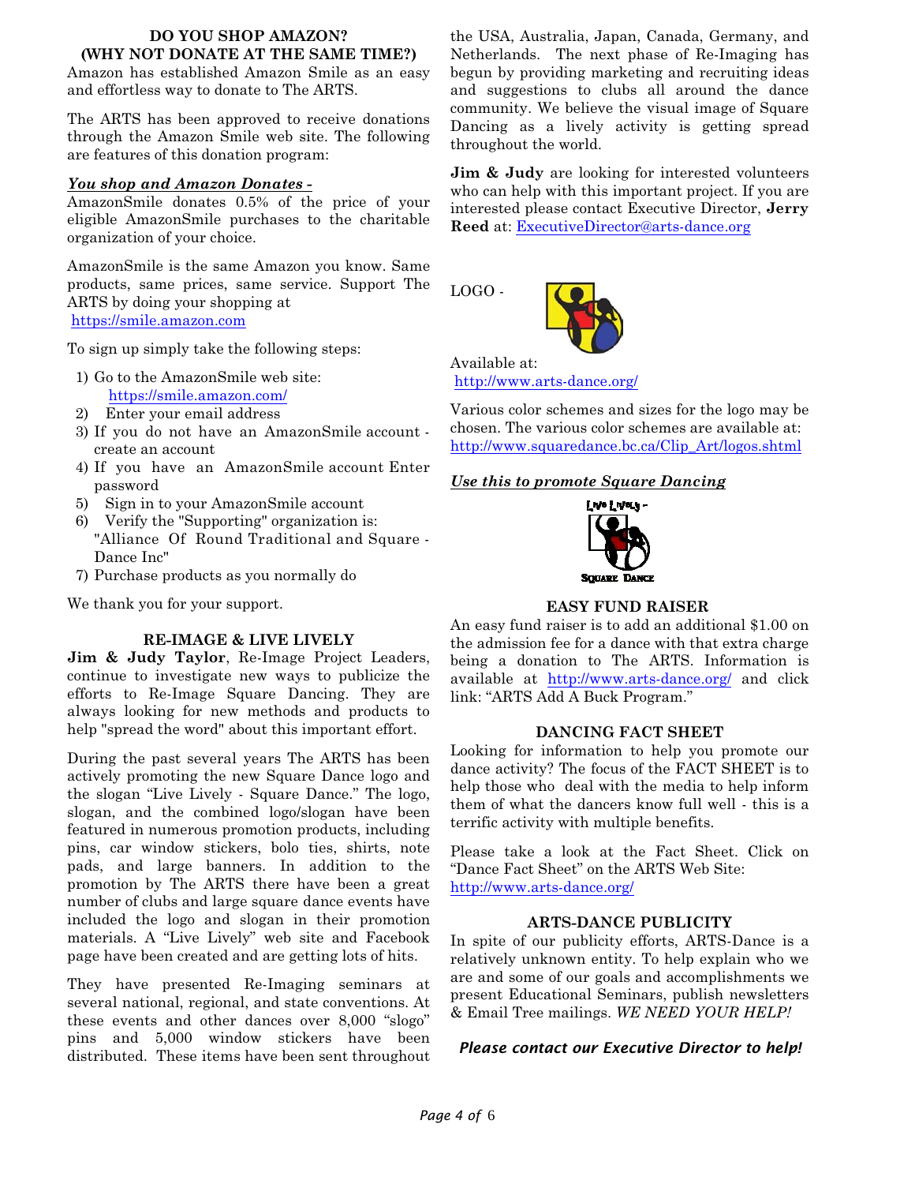## DO YOU SHOP AMAZON? (WHY NOT DONATE AT THE SAME TIME?)

Amazon has established Amazon Smile as an easy and effortless way to donate to The ARTS.

The ARTS has been approved to receive donations through the Amazon Smile web site. The following are features of this donation program:

***You shop and Amazon Donates -***

AmazonSmile donates 0.5% of the price of your eligible AmazonSmile purchases to the charitable organization of your choice.

AmazonSmile is the same Amazon you know. Same products, same prices, same service. Support The ARTS by doing your shopping at https://smile.amazon.com

To sign up simply take the following steps:

1) Go to the AmazonSmile web site: https://smile.amazon.com/
2) Enter your email address
3) If you do not have an AmazonSmile account - create an account
4) If you have an AmazonSmile account Enter password
5) Sign in to your AmazonSmile account
6) Verify the "Supporting" organization is: "Alliance Of Round Traditional and Square - Dance Inc"
7) Purchase products as you normally do

We thank you for your support.

## RE-IMAGE & LIVE LIVELY

**Jim & Judy Taylor**, Re-Image Project Leaders, continue to investigate new ways to publicize the efforts to Re-Image Square Dancing. They are always looking for new methods and products to help "spread the word" about this important effort.

During the past several years The ARTS has been actively promoting the new Square Dance logo and the slogan "Live Lively - Square Dance." The logo, slogan, and the combined logo/slogan have been featured in numerous promotion products, including pins, car window stickers, bolo ties, shirts, note pads, and large banners. In addition to the promotion by The ARTS there have been a great number of clubs and large square dance events have included the logo and slogan in their promotion materials. A "Live Lively" web site and Facebook page have been created and are getting lots of hits.

They have presented Re-Imaging seminars at several national, regional, and state conventions. At these events and other dances over 8,000 "slogo" pins and 5,000 window stickers have been distributed. These items have been sent throughout the USA, Australia, Japan, Canada, Germany, and Netherlands. The next phase of Re-Imaging has begun by providing marketing and recruiting ideas and suggestions to clubs all around the dance community. We believe the visual image of Square Dancing as a lively activity is getting spread throughout the world.

**Jim & Judy** are looking for interested volunteers who can help with this important project. If you are interested please contact Executive Director, **Jerry Reed** at: ExecutiveDirector@arts-dance.org

LOGO -

Available at: http://www.arts-dance.org/

Various color schemes and sizes for the logo may be chosen. The various color schemes are available at: http://www.squaredance.bc.ca/Clip_Art/logos.shtml

***Use this to promote Square Dancing***

## EASY FUND RAISER

An easy fund raiser is to add an additional $1.00 on the admission fee for a dance with that extra charge being a donation to The ARTS. Information is available at http://www.arts-dance.org/ and click link: "ARTS Add A Buck Program."

## DANCING FACT SHEET

Looking for information to help you promote our dance activity? The focus of the FACT SHEET is to help those who deal with the media to help inform them of what the dancers know full well - this is a terrific activity with multiple benefits.

Please take a look at the Fact Sheet. Click on "Dance Fact Sheet" on the ARTS Web Site: http://www.arts-dance.org/

## ARTS-DANCE PUBLICITY

In spite of our publicity efforts, ARTS-Dance is a relatively unknown entity. To help explain who we are and some of our goals and accomplishments we present Educational Seminars, publish newsletters & Email Tree mailings. *WE NEED YOUR HELP!*

***Please contact our Executive Director to help!***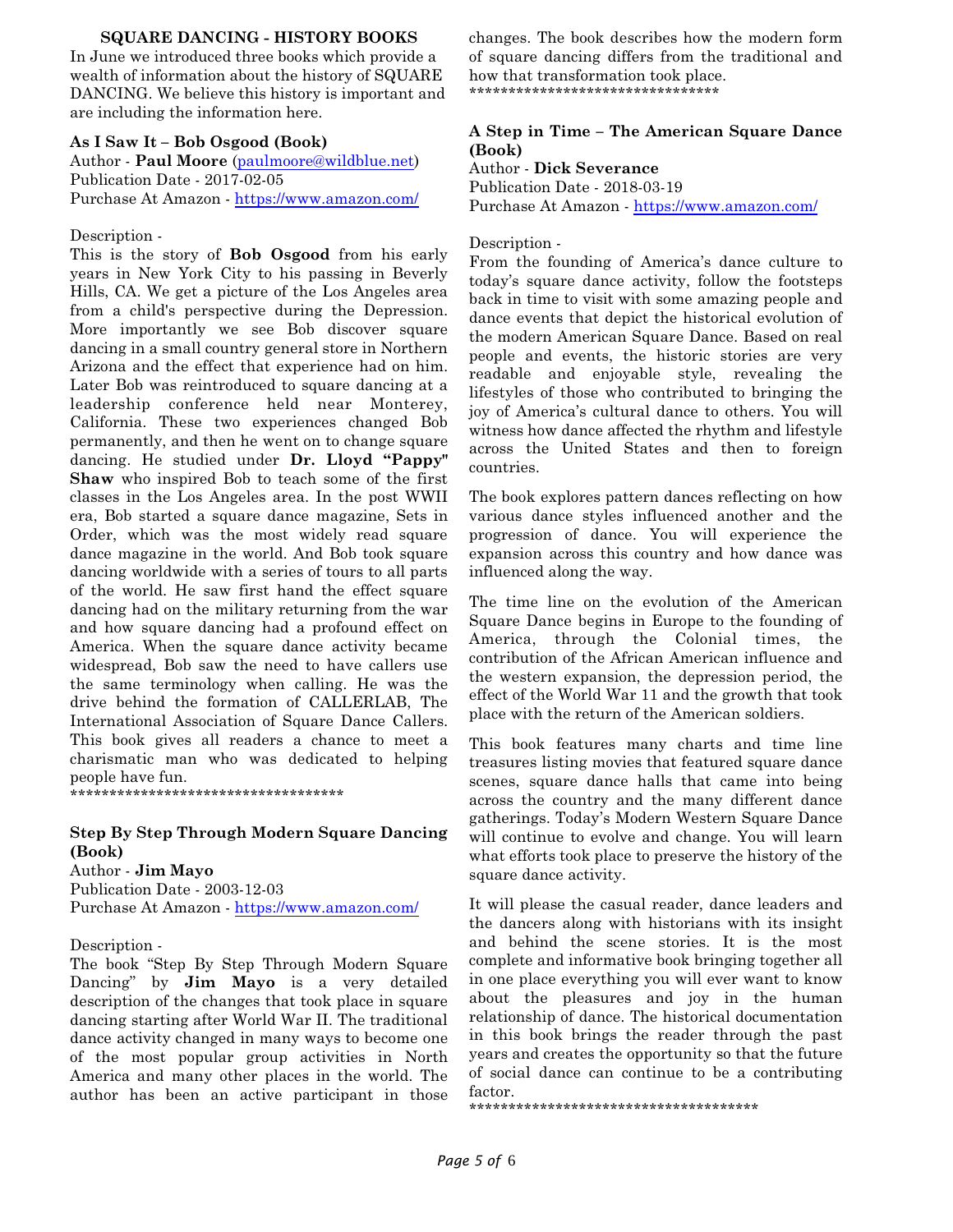## SQUARE DANCING - HISTORY BOOKS

In June we introduced three books which provide a wealth of information about the history of SQUARE DANCING. We believe this history is important and are including the information here.

### As I Saw It – Bob Osgood (Book)

Author - **Paul Moore** (paulmoore@wildblue.net)
Publication Date - 2017-02-05
Purchase At Amazon - https://www.amazon.com/

Description -

This is the story of **Bob Osgood** from his early years in New York City to his passing in Beverly Hills, CA. We get a picture of the Los Angeles area from a child's perspective during the Depression. More importantly we see Bob discover square dancing in a small country general store in Northern Arizona and the effect that experience had on him. Later Bob was reintroduced to square dancing at a leadership conference held near Monterey, California. These two experiences changed Bob permanently, and then he went on to change square dancing. He studied under **Dr. Lloyd "Pappy" Shaw** who inspired Bob to teach some of the first classes in the Los Angeles area. In the post WWII era, Bob started a square dance magazine, Sets in Order, which was the most widely read square dance magazine in the world. And Bob took square dancing worldwide with a series of tours to all parts of the world. He saw first hand the effect square dancing had on the military returning from the war and how square dancing had a profound effect on America. When the square dance activity became widespread, Bob saw the need to have callers use the same terminology when calling. He was the drive behind the formation of CALLERLAB, The International Association of Square Dance Callers. This book gives all readers a chance to meet a charismatic man who was dedicated to helping people have fun.

***********************************

### Step By Step Through Modern Square Dancing (Book)

Author - **Jim Mayo**
Publication Date - 2003-12-03
Purchase At Amazon - https://www.amazon.com/

Description -

The book "Step By Step Through Modern Square Dancing" by **Jim Mayo** is a very detailed description of the changes that took place in square dancing starting after World War II. The traditional dance activity changed in many ways to become one of the most popular group activities in North America and many other places in the world. The author has been an active participant in those changes. The book describes how the modern form of square dancing differs from the traditional and how that transformation took place.

********************************

### A Step in Time – The American Square Dance (Book)

Author - **Dick Severance**
Publication Date - 2018-03-19
Purchase At Amazon - https://www.amazon.com/

Description -

From the founding of America's dance culture to today's square dance activity, follow the footsteps back in time to visit with some amazing people and dance events that depict the historical evolution of the modern American Square Dance. Based on real people and events, the historic stories are very readable and enjoyable style, revealing the lifestyles of those who contributed to bringing the joy of America's cultural dance to others. You will witness how dance affected the rhythm and lifestyle across the United States and then to foreign countries.

The book explores pattern dances reflecting on how various dance styles influenced another and the progression of dance. You will experience the expansion across this country and how dance was influenced along the way.

The time line on the evolution of the American Square Dance begins in Europe to the founding of America, through the Colonial times, the contribution of the African American influence and the western expansion, the depression period, the effect of the World War 11 and the growth that took place with the return of the American soldiers.

This book features many charts and time line treasures listing movies that featured square dance scenes, square dance halls that came into being across the country and the many different dance gatherings. Today's Modern Western Square Dance will continue to evolve and change. You will learn what efforts took place to preserve the history of the square dance activity.

It will please the casual reader, dance leaders and the dancers along with historians with its insight and behind the scene stories. It is the most complete and informative book bringing together all in one place everything you will ever want to know about the pleasures and joy in the human relationship of dance. The historical documentation in this book brings the reader through the past years and creates the opportunity so that the future of social dance can continue to be a contributing factor.

*************************************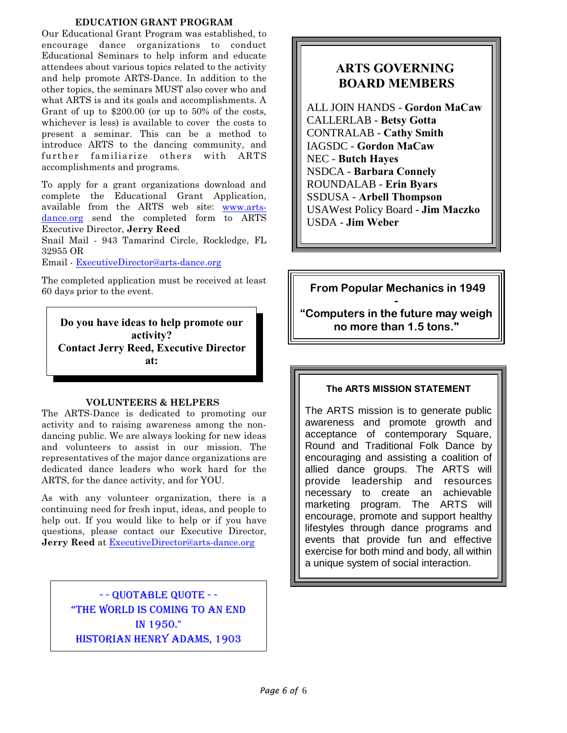## EDUCATION GRANT PROGRAM

Our Educational Grant Program was established, to encourage dance organizations to conduct Educational Seminars to help inform and educate attendees about various topics related to the activity and help promote ARTS-Dance. In addition to the other topics, the seminars MUST also cover who and what ARTS is and its goals and accomplishments. A Grant of up to $200.00 (or up to 50% of the costs, whichever is less) is available to cover the costs to present a seminar. This can be a method to introduce ARTS to the dancing community, and further familiarize others with ARTS accomplishments and programs.

To apply for a grant organizations download and complete the Educational Grant Application, available from the ARTS web site: www.arts-dance.org send the completed form to ARTS Executive Director, **Jerry Reed**
Snail Mail - 943 Tamarind Circle, Rockledge, FL 32955 OR
Email - ExecutiveDirector@arts-dance.org

The completed application must be received at least 60 days prior to the event.

**Do you have ideas to help promote our activity?**
**Contact Jerry Reed, Executive Director at:**

## VOLUNTEERS & HELPERS

The ARTS-Dance is dedicated to promoting our activity and to raising awareness among the non-dancing public. We are always looking for new ideas and volunteers to assist in our mission. The representatives of the major dance organizations are dedicated dance leaders who work hard for the ARTS, for the dance activity, and for YOU.

As with any volunteer organization, there is a continuing need for fresh input, ideas, and people to help out. If you would like to help or if you have questions, please contact our Executive Director, **Jerry Reed** at ExecutiveDirector@arts-dance.org

- - QUOTABLE QUOTE - -
"THE WORLD IS COMING TO AN END IN 1950."
HISTORIAN HENRY ADAMS, 1903

## ARTS GOVERNING BOARD MEMBERS

ALL JOIN HANDS - **Gordon MaCaw**
CALLERLAB - **Betsy Gotta**
CONTRALAB - **Cathy Smith**
IAGSDC - **Gordon MaCaw**
NEC - **Butch Hayes**
NSDCA - **Barbara Connely**
ROUNDALAB - **Erin Byars**
SSDUSA - **Arbell Thompson**
USAWest Policy Board - **Jim Maczko**
USDA - **Jim Weber**

**From Popular Mechanics in 1949**
**-**
**"Computers in the future may weigh no more than 1.5 tons."**

### The ARTS MISSION STATEMENT

The ARTS mission is to generate public awareness and promote growth and acceptance of contemporary Square, Round and Traditional Folk Dance by encouraging and assisting a coalition of allied dance groups. The ARTS will provide leadership and resources necessary to create an achievable marketing program. The ARTS will encourage, promote and support healthy lifestyles through dance programs and events that provide fun and effective exercise for both mind and body, all within a unique system of social interaction.